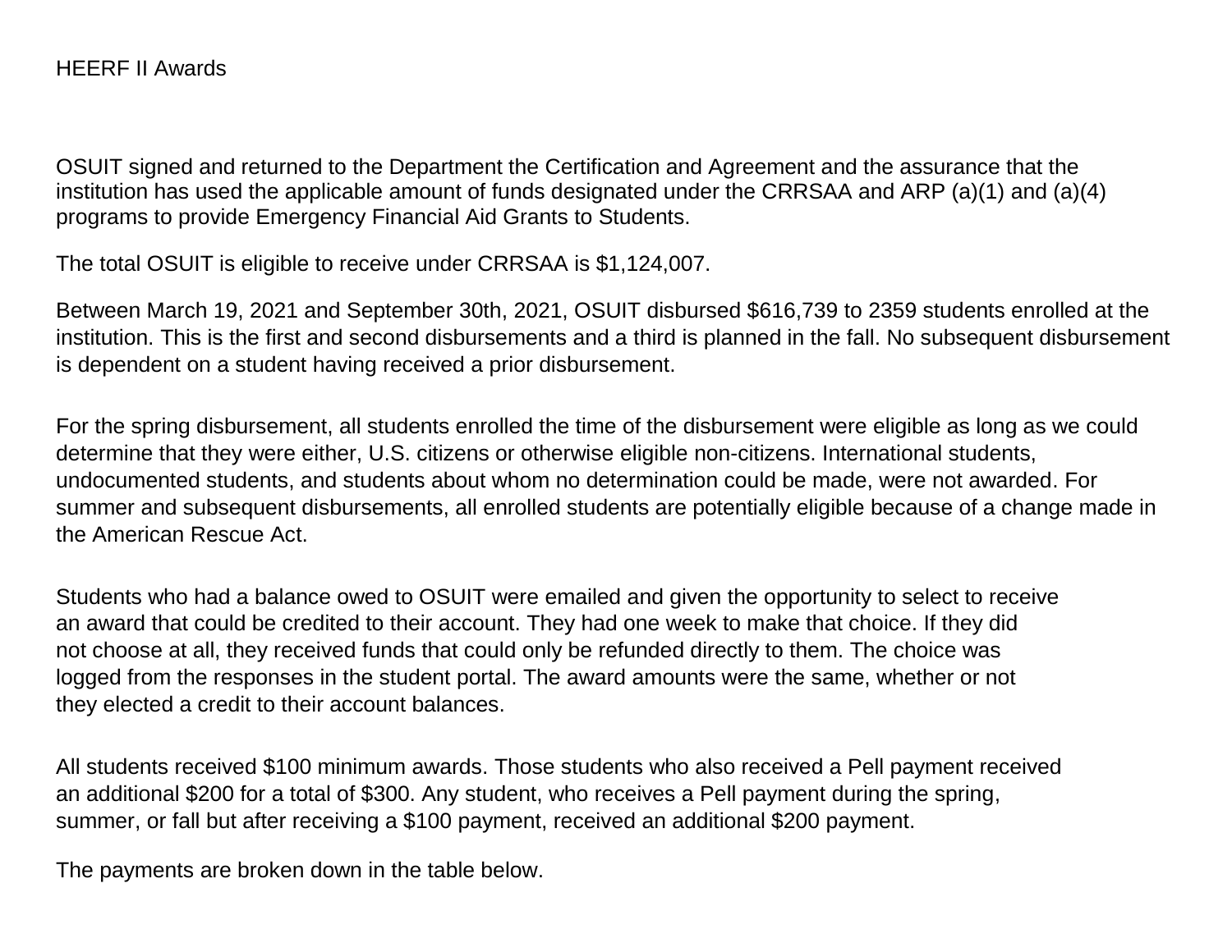# HEERF II Awards

OSUIT signed and returned to the Department the Certification and Agreement and the assurance that the institution has used the applicable amount of funds designated under the CRRSAA and ARP (a)(1) and (a)(4) programs to provide Emergency Financial Aid Grants to Students.

The total OSUIT is eligible to receive under CRRSAA is $1,124,007.

Between March 19, 2021 and September 30th, 2021, OSUIT disbursed $616,739 to 2359 students enrolled at the institution. This is the first and second disbursements and a third is planned in the fall. No subsequent disbursement is dependent on a student having received a prior disbursement.

For the spring disbursement, all students enrolled the time of the disbursement were eligible as long as we could determine that they were either, U.S. citizens or otherwise eligible non-citizens. International students, undocumented students, and students about whom no determination could be made, were not awarded. For summer and subsequent disbursements, all enrolled students are potentially eligible because of a change made in the American Rescue Act.

Students who had a balance owed to OSUIT were emailed and given the opportunity to select to receive an award that could be credited to their account. They had one week to make that choice. If they did not choose at all, they received funds that could only be refunded directly to them. The choice was logged from the responses in the student portal. The award amounts were the same, whether or not they elected a credit to their account balances.

All students received $100 minimum awards. Those students who also received a Pell payment received an additional $200 for a total of $300. Any student, who receives a Pell payment during the spring, summer, or fall but after receiving a $100 payment, received an additional $200 payment.

The payments are broken down in the table below.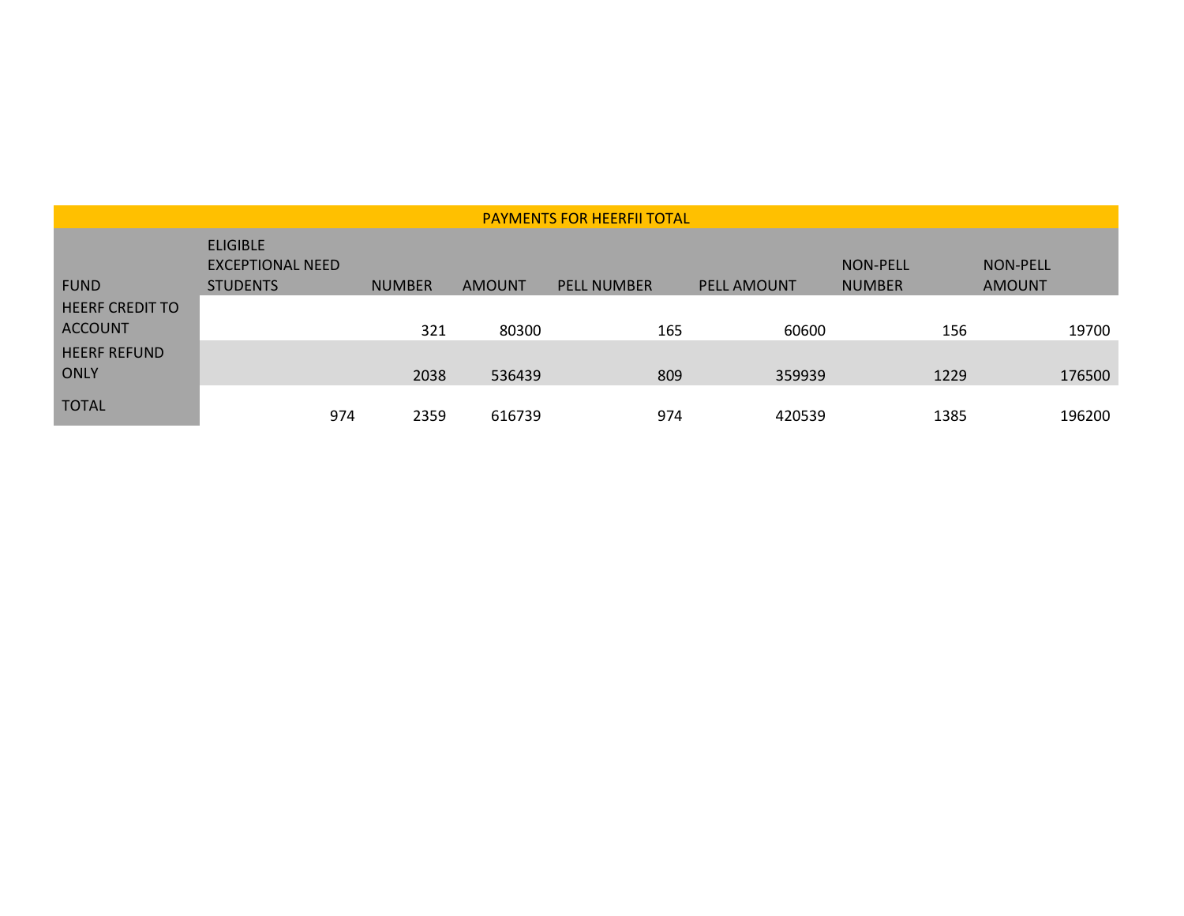| PAYMENTS FOR HEERFII TOTAL | | | | | | | |
|---|---|---|---|---|---|---|---|
| FUND | ELIGIBLE EXCEPTIONAL NEED STUDENTS | NUMBER | AMOUNT | PELL NUMBER | PELL AMOUNT | NON-PELL NUMBER | NON-PELL AMOUNT |
| HEERF CREDIT TO ACCOUNT | | 321 | 80300 | 165 | 60600 | 156 | 19700 |
| HEERF REFUND ONLY | | 2038 | 536439 | 809 | 359939 | 1229 | 176500 |
| TOTAL | 974 | 2359 | 616739 | 974 | 420539 | 1385 | 196200 |